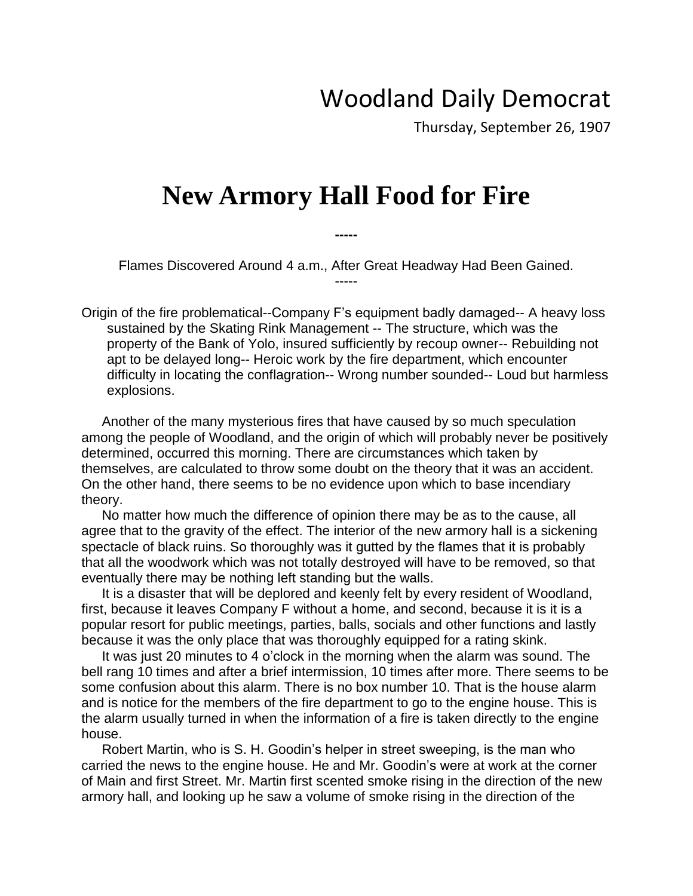# Woodland Daily Democrat

Thursday, September 26, 1907

# New Armory Hall Food for Fire

-----

Flames Discovered Around 4 a.m., After Great Headway Had Been Gained.

-----

Origin of the fire problematical--Company F's equipment badly damaged-- A heavy loss sustained by the Skating Rink Management -- The structure, which was the property of the Bank of Yolo, insured sufficiently by recoup owner-- Rebuilding not apt to be delayed long-- Heroic work by the fire department, which encounter difficulty in locating the conflagration-- Wrong number sounded-- Loud but harmless explosions.

Another of the many mysterious fires that have caused by so much speculation among the people of Woodland, and the origin of which will probably never be positively determined, occurred this morning. There are circumstances which taken by themselves, are calculated to throw some doubt on the theory that it was an accident. On the other hand, there seems to be no evidence upon which to base incendiary theory.

No matter how much the difference of opinion there may be as to the cause, all agree that to the gravity of the effect. The interior of the new armory hall is a sickening spectacle of black ruins. So thoroughly was it gutted by the flames that it is probably that all the woodwork which was not totally destroyed will have to be removed, so that eventually there may be nothing left standing but the walls.

It is a disaster that will be deplored and keenly felt by every resident of Woodland, first, because it leaves Company F without a home, and second, because it is it is a popular resort for public meetings, parties, balls, socials and other functions and lastly because it was the only place that was thoroughly equipped for a rating skink.

It was just 20 minutes to 4 o'clock in the morning when the alarm was sound. The bell rang 10 times and after a brief intermission, 10 times after more. There seems to be some confusion about this alarm. There is no box number 10. That is the house alarm and is notice for the members of the fire department to go to the engine house. This is the alarm usually turned in when the information of a fire is taken directly to the engine house.

Robert Martin, who is S. H. Goodin's helper in street sweeping, is the man who carried the news to the engine house. He and Mr. Goodin's were at work at the corner of Main and first Street. Mr. Martin first scented smoke rising in the direction of the new armory hall, and looking up he saw a volume of smoke rising in the direction of the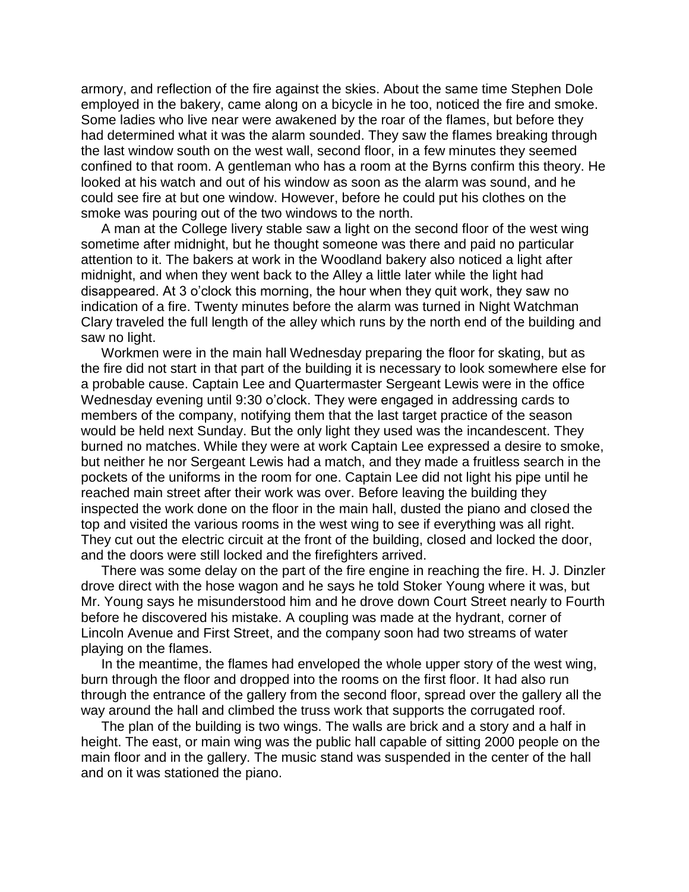armory, and reflection of the fire against the skies. About the same time Stephen Dole employed in the bakery, came along on a bicycle in he too, noticed the fire and smoke. Some ladies who live near were awakened by the roar of the flames, but before they had determined what it was the alarm sounded. They saw the flames breaking through the last window south on the west wall, second floor, in a few minutes they seemed confined to that room. A gentleman who has a room at the Byrns confirm this theory. He looked at his watch and out of his window as soon as the alarm was sound, and he could see fire at but one window. However, before he could put his clothes on the smoke was pouring out of the two windows to the north.

A man at the College livery stable saw a light on the second floor of the west wing sometime after midnight, but he thought someone was there and paid no particular attention to it. The bakers at work in the Woodland bakery also noticed a light after midnight, and when they went back to the Alley a little later while the light had disappeared. At 3 o'clock this morning, the hour when they quit work, they saw no indication of a fire. Twenty minutes before the alarm was turned in Night Watchman Clary traveled the full length of the alley which runs by the north end of the building and saw no light.

Workmen were in the main hall Wednesday preparing the floor for skating, but as the fire did not start in that part of the building it is necessary to look somewhere else for a probable cause. Captain Lee and Quartermaster Sergeant Lewis were in the office Wednesday evening until 9:30 o'clock. They were engaged in addressing cards to members of the company, notifying them that the last target practice of the season would be held next Sunday. But the only light they used was the incandescent. They burned no matches. While they were at work Captain Lee expressed a desire to smoke, but neither he nor Sergeant Lewis had a match, and they made a fruitless search in the pockets of the uniforms in the room for one. Captain Lee did not light his pipe until he reached main street after their work was over. Before leaving the building they inspected the work done on the floor in the main hall, dusted the piano and closed the top and visited the various rooms in the west wing to see if everything was all right. They cut out the electric circuit at the front of the building, closed and locked the door, and the doors were still locked and the firefighters arrived.

There was some delay on the part of the fire engine in reaching the fire. H. J. Dinzler drove direct with the hose wagon and he says he told Stoker Young where it was, but Mr. Young says he misunderstood him and he drove down Court Street nearly to Fourth before he discovered his mistake. A coupling was made at the hydrant, corner of Lincoln Avenue and First Street, and the company soon had two streams of water playing on the flames.

In the meantime, the flames had enveloped the whole upper story of the west wing, burn through the floor and dropped into the rooms on the first floor. It had also run through the entrance of the gallery from the second floor, spread over the gallery all the way around the hall and climbed the truss work that supports the corrugated roof.

The plan of the building is two wings. The walls are brick and a story and a half in height. The east, or main wing was the public hall capable of sitting 2000 people on the main floor and in the gallery. The music stand was suspended in the center of the hall and on it was stationed the piano.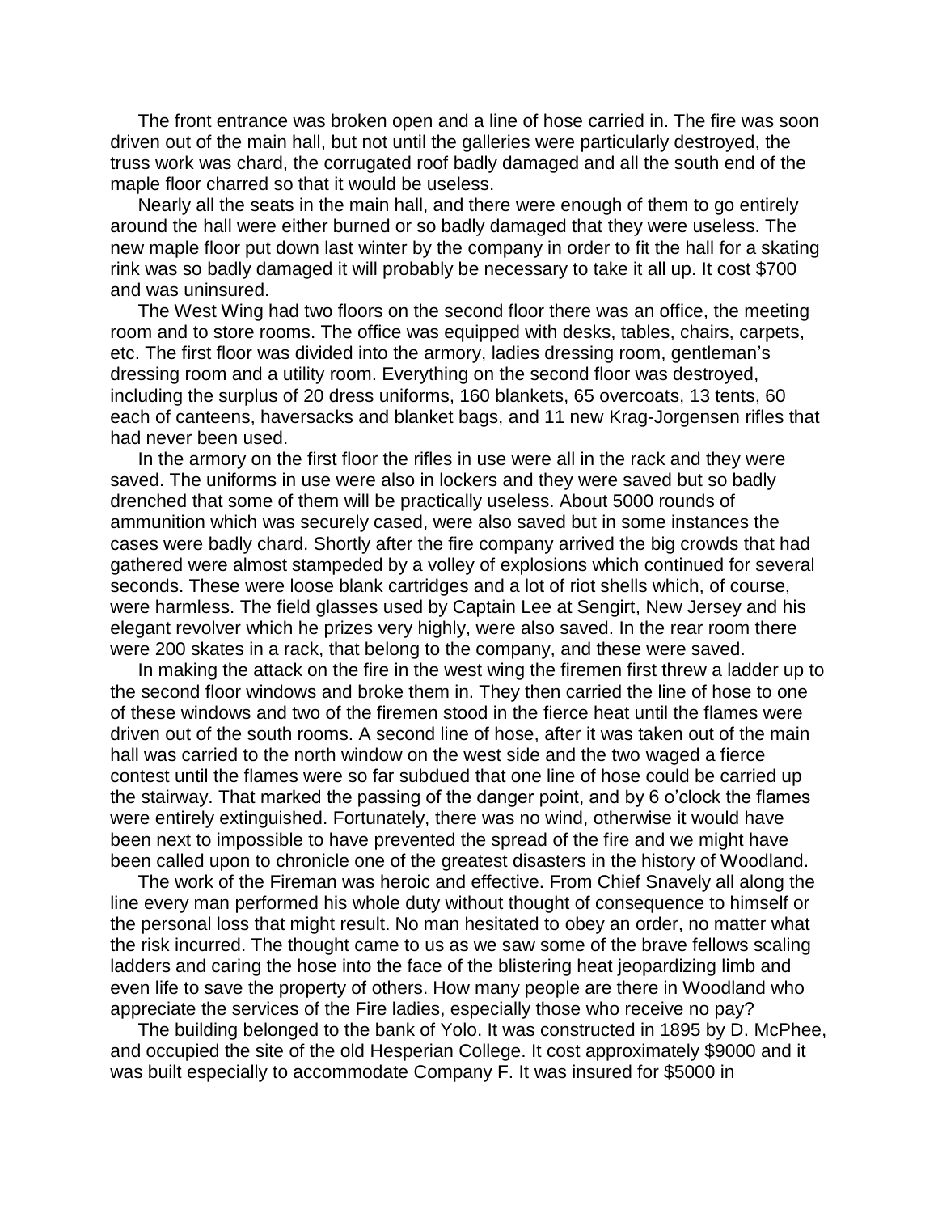The front entrance was broken open and a line of hose carried in. The fire was soon driven out of the main hall, but not until the galleries were particularly destroyed, the truss work was chard, the corrugated roof badly damaged and all the south end of the maple floor charred so that it would be useless.

Nearly all the seats in the main hall, and there were enough of them to go entirely around the hall were either burned or so badly damaged that they were useless. The new maple floor put down last winter by the company in order to fit the hall for a skating rink was so badly damaged it will probably be necessary to take it all up. It cost $700 and was uninsured.

The West Wing had two floors on the second floor there was an office, the meeting room and to store rooms. The office was equipped with desks, tables, chairs, carpets, etc. The first floor was divided into the armory, ladies dressing room, gentleman's dressing room and a utility room. Everything on the second floor was destroyed, including the surplus of 20 dress uniforms, 160 blankets, 65 overcoats, 13 tents, 60 each of canteens, haversacks and blanket bags, and 11 new Krag-Jorgensen rifles that had never been used.

In the armory on the first floor the rifles in use were all in the rack and they were saved. The uniforms in use were also in lockers and they were saved but so badly drenched that some of them will be practically useless. About 5000 rounds of ammunition which was securely cased, were also saved but in some instances the cases were badly chard. Shortly after the fire company arrived the big crowds that had gathered were almost stampeded by a volley of explosions which continued for several seconds. These were loose blank cartridges and a lot of riot shells which, of course, were harmless. The field glasses used by Captain Lee at Sengirt, New Jersey and his elegant revolver which he prizes very highly, were also saved. In the rear room there were 200 skates in a rack, that belong to the company, and these were saved.

In making the attack on the fire in the west wing the firemen first threw a ladder up to the second floor windows and broke them in. They then carried the line of hose to one of these windows and two of the firemen stood in the fierce heat until the flames were driven out of the south rooms. A second line of hose, after it was taken out of the main hall was carried to the north window on the west side and the two waged a fierce contest until the flames were so far subdued that one line of hose could be carried up the stairway. That marked the passing of the danger point, and by 6 o'clock the flames were entirely extinguished. Fortunately, there was no wind, otherwise it would have been next to impossible to have prevented the spread of the fire and we might have been called upon to chronicle one of the greatest disasters in the history of Woodland.

The work of the Fireman was heroic and effective. From Chief Snavely all along the line every man performed his whole duty without thought of consequence to himself or the personal loss that might result. No man hesitated to obey an order, no matter what the risk incurred. The thought came to us as we saw some of the brave fellows scaling ladders and caring the hose into the face of the blistering heat jeopardizing limb and even life to save the property of others. How many people are there in Woodland who appreciate the services of the Fire ladies, especially those who receive no pay?

The building belonged to the bank of Yolo. It was constructed in 1895 by D. McPhee, and occupied the site of the old Hesperian College. It cost approximately $9000 and it was built especially to accommodate Company F. It was insured for $5000 in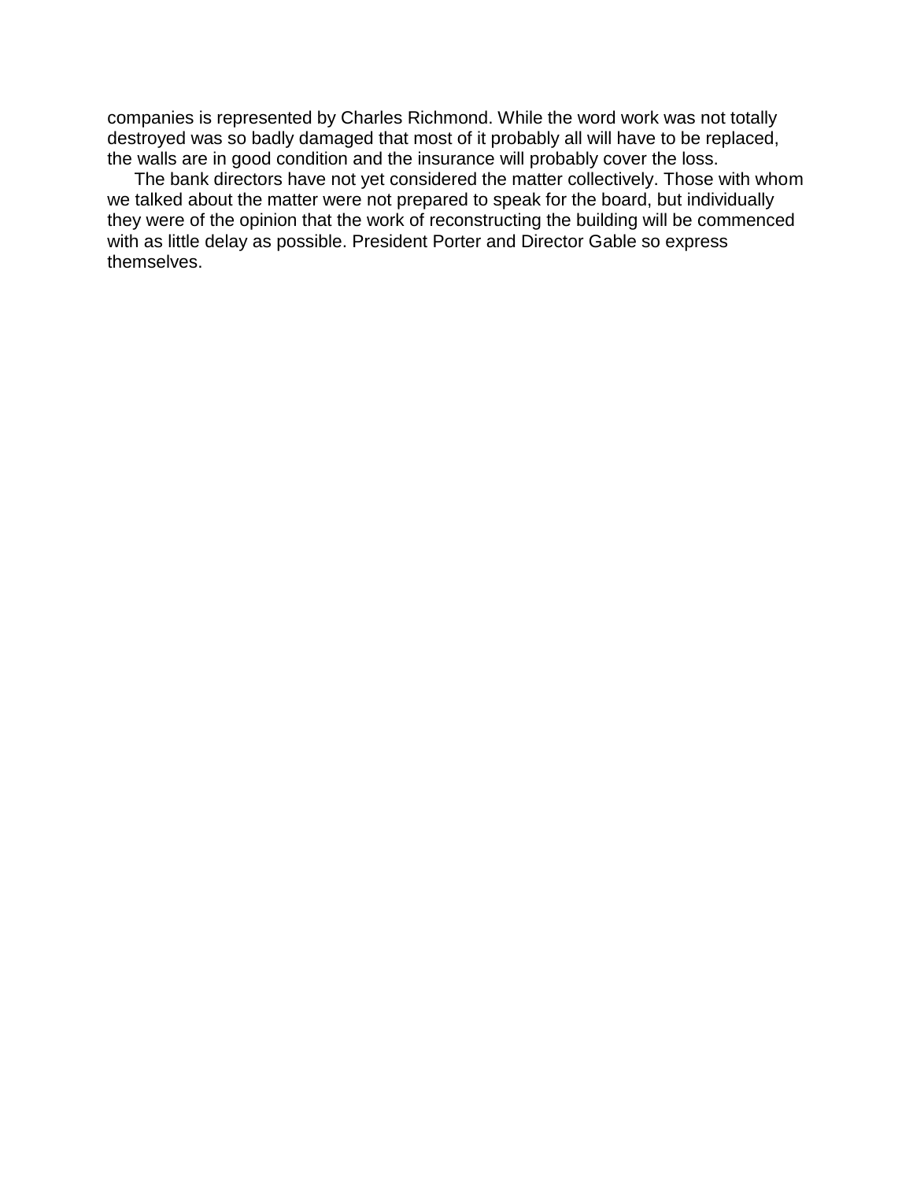companies is represented by Charles Richmond. While the word work was not totally destroyed was so badly damaged that most of it probably all will have to be replaced, the walls are in good condition and the insurance will probably cover the loss.

The bank directors have not yet considered the matter collectively. Those with whom we talked about the matter were not prepared to speak for the board, but individually they were of the opinion that the work of reconstructing the building will be commenced with as little delay as possible. President Porter and Director Gable so express themselves.